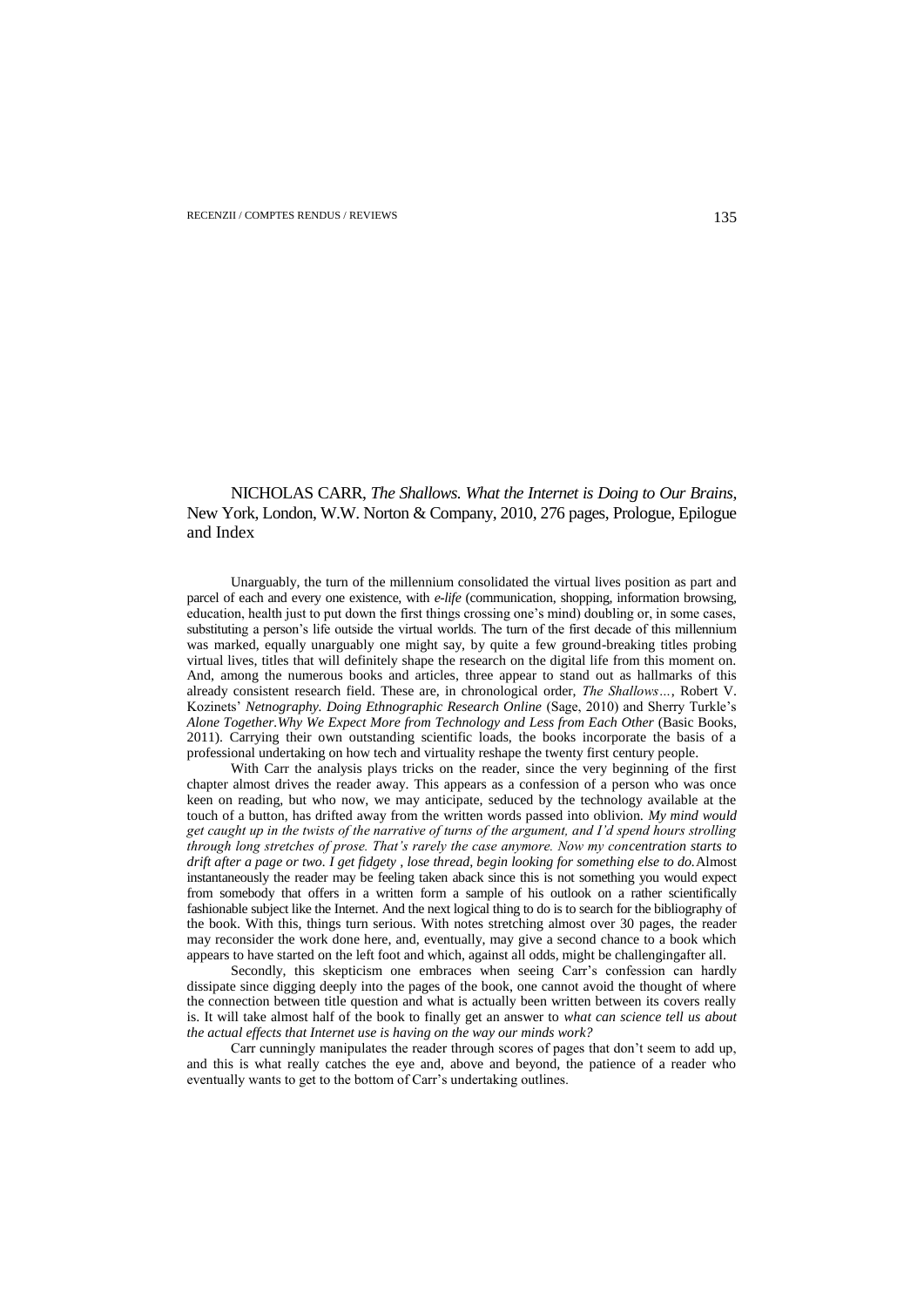NICHOLAS CARR, *The Shallows. What the Internet is Doing to Our Brains*, New York, London, W.W. Norton & Company, 2010, 276 pages, Prologue, Epilogue and Index

Unarguably, the turn of the millennium consolidated the virtual lives position as part and parcel of each and every one existence, with *e-life* (communication, shopping, information browsing, education, health just to put down the first things crossing one's mind) doubling or, in some cases, substituting a person's life outside the virtual worlds. The turn of the first decade of this millennium was marked, equally unarguably one might say, by quite a few ground-breaking titles probing virtual lives, titles that will definitely shape the research on the digital life from this moment on. And, among the numerous books and articles, three appear to stand out as hallmarks of this already consistent research field. These are, in chronological order, *The Shallows…*, Robert V. Kozinets' *Netnography. Doing Ethnographic Research Online* (Sage, 2010) and Sherry Turkle's *Alone Together.Why We Expect More from Technology and Less from Each Other* (Basic Books, 2011). Carrying their own outstanding scientific loads, the books incorporate the basis of a professional undertaking on how tech and virtuality reshape the twenty first century people.

With Carr the analysis plays tricks on the reader, since the very beginning of the first chapter almost drives the reader away. This appears as a confession of a person who was once keen on reading, but who now, we may anticipate, seduced by the technology available at the touch of a button, has drifted away from the written words passed into oblivion. *My mind would get caught up in the twists of the narrative of turns of the argument, and I'd spend hours strolling through long stretches of prose. That's rarely the case anymore. Now my concentration starts to drift after a page or two. I get fidgety , lose thread, begin looking for something else to do.*Almost instantaneously the reader may be feeling taken aback since this is not something you would expect from somebody that offers in a written form a sample of his outlook on a rather scientifically fashionable subject like the Internet. And the next logical thing to do is to search for the bibliography of the book. With this, things turn serious. With notes stretching almost over 30 pages, the reader may reconsider the work done here, and, eventually, may give a second chance to a book which appears to have started on the left foot and which, against all odds, might be challengingafter all.

Secondly, this skepticism one embraces when seeing Carr's confession can hardly dissipate since digging deeply into the pages of the book, one cannot avoid the thought of where the connection between title question and what is actually been written between its covers really is. It will take almost half of the book to finally get an answer to *what can science tell us about the actual effects that Internet use is having on the way our minds work?*

Carr cunningly manipulates the reader through scores of pages that don't seem to add up, and this is what really catches the eye and, above and beyond, the patience of a reader who eventually wants to get to the bottom of Carr's undertaking outlines.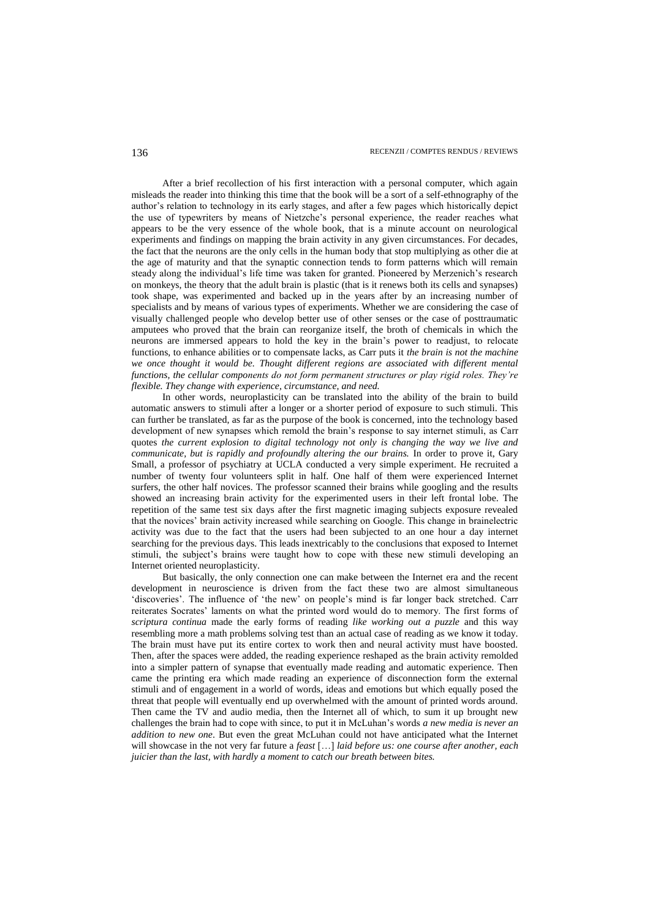After a brief recollection of his first interaction with a personal computer, which again misleads the reader into thinking this time that the book will be a sort of a self-ethnography of the author's relation to technology in its early stages, and after a few pages which historically depict the use of typewriters by means of Nietzche's personal experience, the reader reaches what appears to be the very essence of the whole book, that is a minute account on neurological experiments and findings on mapping the brain activity in any given circumstances. For decades, the fact that the neurons are the only cells in the human body that stop multiplying as other die at the age of maturity and that the synaptic connection tends to form patterns which will remain steady along the individual's life time was taken for granted. Pioneered by Merzenich's research on monkeys, the theory that the adult brain is plastic (that is it renews both its cells and synapses) took shape, was experimented and backed up in the years after by an increasing number of specialists and by means of various types of experiments. Whether we are considering the case of visually challenged people who develop better use of other senses or the case of posttraumatic amputees who proved that the brain can reorganize itself, the broth of chemicals in which the neurons are immersed appears to hold the key in the brain's power to readjust, to relocate functions, to enhance abilities or to compensate lacks, as Carr puts it *the brain is not the machine we once thought it would be. Thought different regions are associated with different mental functions, the cellular components do not form permanent structures or play rigid roles. They're flexible. They change with experience, circumstance, and need.*

In other words, neuroplasticity can be translated into the ability of the brain to build automatic answers to stimuli after a longer or a shorter period of exposure to such stimuli. This can further be translated, as far as the purpose of the book is concerned, into the technology based development of new synapses which remold the brain's response to say internet stimuli, as Carr quotes *the current explosion to digital technology not only is changing the way we live and communicate, but is rapidly and profoundly altering the our brains.* In order to prove it, Gary Small, a professor of psychiatry at UCLA conducted a very simple experiment. He recruited a number of twenty four volunteers split in half. One half of them were experienced Internet surfers, the other half novices. The professor scanned their brains while googling and the results showed an increasing brain activity for the experimented users in their left frontal lobe. The repetition of the same test six days after the first magnetic imaging subjects exposure revealed that the novices' brain activity increased while searching on Google. This change in brainelectric activity was due to the fact that the users had been subjected to an one hour a day internet searching for the previous days. This leads inextricably to the conclusions that exposed to Internet stimuli, the subject's brains were taught how to cope with these new stimuli developing an Internet oriented neuroplasticity.

But basically, the only connection one can make between the Internet era and the recent development in neuroscience is driven from the fact these two are almost simultaneous 'discoveries'. The influence of 'the new' on people's mind is far longer back stretched. Carr reiterates Socrates' laments on what the printed word would do to memory. The first forms of *scriptura continua* made the early forms of reading *like working out a puzzle* and this way resembling more a math problems solving test than an actual case of reading as we know it today. The brain must have put its entire cortex to work then and neural activity must have boosted. Then, after the spaces were added, the reading experience reshaped as the brain activity remolded into a simpler pattern of synapse that eventually made reading and automatic experience. Then came the printing era which made reading an experience of disconnection form the external stimuli and of engagement in a world of words, ideas and emotions but which equally posed the threat that people will eventually end up overwhelmed with the amount of printed words around. Then came the TV and audio media, then the Internet all of which, to sum it up brought new challenges the brain had to cope with since, to put it in McLuhan's words *a new media is never an addition to new one*. But even the great McLuhan could not have anticipated what the Internet will showcase in the not very far future a *feast* […] *laid before us: one course after another, each juicier than the last, with hardly a moment to catch our breath between bites.*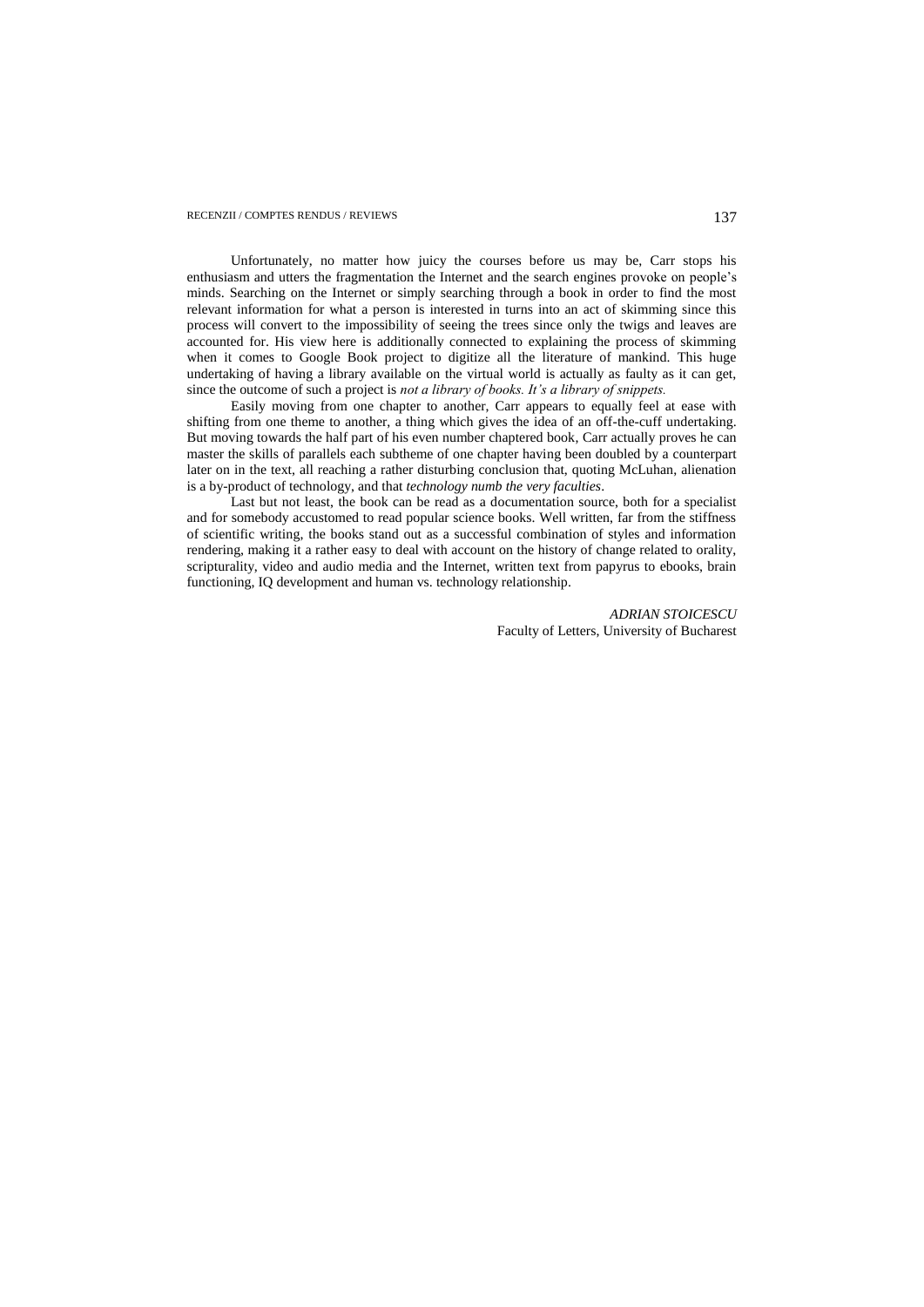Unfortunately, no matter how juicy the courses before us may be, Carr stops his enthusiasm and utters the fragmentation the Internet and the search engines provoke on people's minds. Searching on the Internet or simply searching through a book in order to find the most relevant information for what a person is interested in turns into an act of skimming since this process will convert to the impossibility of seeing the trees since only the twigs and leaves are accounted for. His view here is additionally connected to explaining the process of skimming when it comes to Google Book project to digitize all the literature of mankind. This huge undertaking of having a library available on the virtual world is actually as faulty as it can get, since the outcome of such a project is *not a library of books. It's a library of snippets.*

Easily moving from one chapter to another, Carr appears to equally feel at ease with shifting from one theme to another, a thing which gives the idea of an off-the-cuff undertaking. But moving towards the half part of his even number chaptered book, Carr actually proves he can master the skills of parallels each subtheme of one chapter having been doubled by a counterpart later on in the text, all reaching a rather disturbing conclusion that, quoting McLuhan, alienation is a by-product of technology, and that *technology numb the very faculties*.

Last but not least, the book can be read as a documentation source, both for a specialist and for somebody accustomed to read popular science books. Well written, far from the stiffness of scientific writing, the books stand out as a successful combination of styles and information rendering, making it a rather easy to deal with account on the history of change related to orality, scripturality, video and audio media and the Internet, written text from papyrus to ebooks, brain functioning, IQ development and human vs. technology relationship.

*ADRIAN STOICESCU*
Faculty of Letters, University of Bucharest